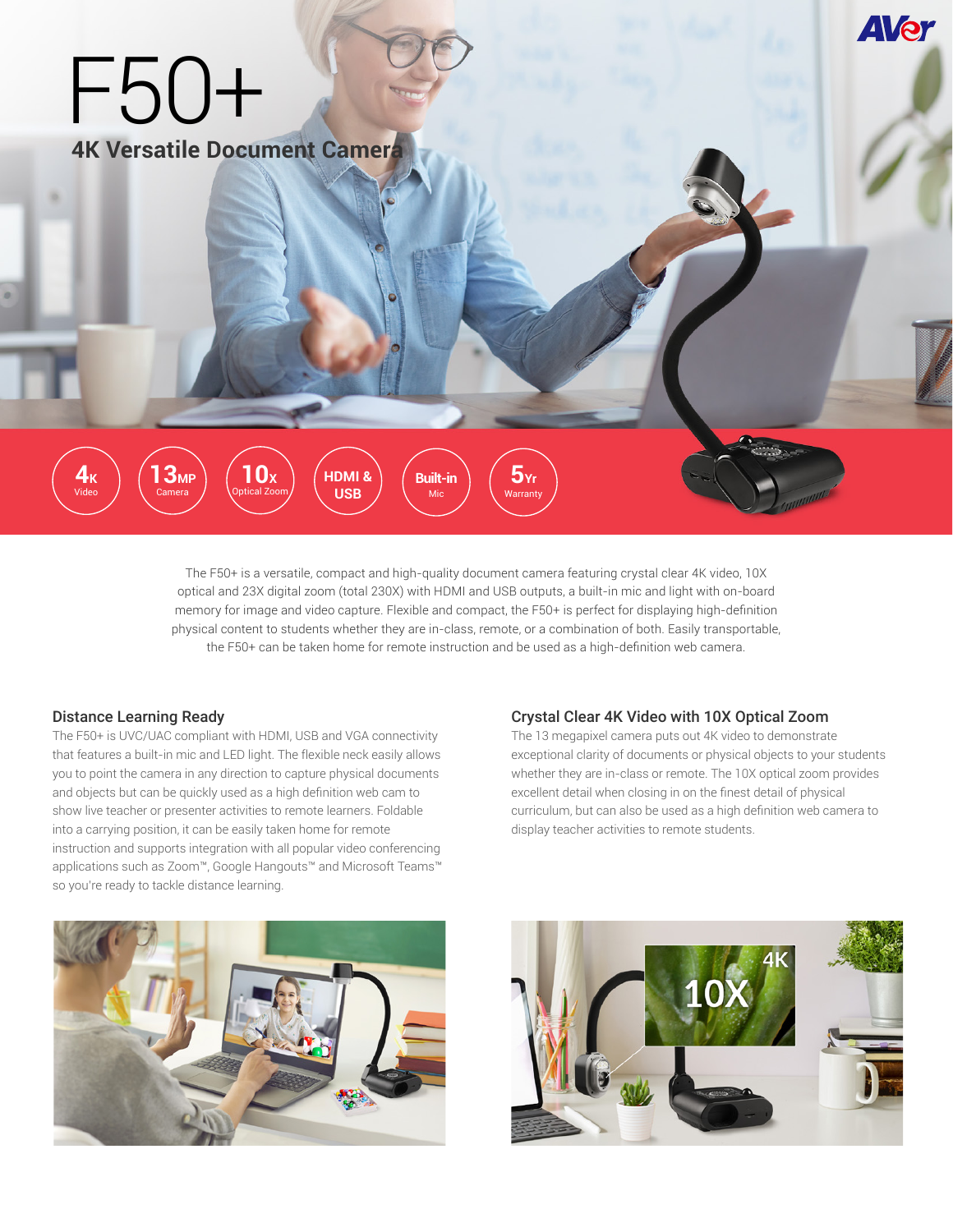# F50+

## 4K Versatile Document Camera

**4K** Video | **13MP** Camera | **10x** Optical Zoom | **HDMI & USB** | **Built-in** Mic | **5Yr** Warranty

The F50+ is a versatile, compact and high-quality document camera featuring crystal clear 4K video, 10X optical and 23X digital zoom (total 230X) with HDMI and USB outputs, a built-in mic and light with on-board memory for image and video capture. Flexible and compact, the F50+ is perfect for displaying high-definition physical content to students whether they are in-class, remote, or a combination of both. Easily transportable, the F50+ can be taken home for remote instruction and be used as a high-definition web camera.

### Distance Learning Ready

The F50+ is UVC/UAC compliant with HDMI, USB and VGA connectivity that features a built-in mic and LED light. The flexible neck easily allows you to point the camera in any direction to capture physical documents and objects but can be quickly used as a high definition web cam to show live teacher or presenter activities to remote learners. Foldable into a carrying position, it can be easily taken home for remote instruction and supports integration with all popular video conferencing applications such as Zoom™, Google Hangouts™ and Microsoft Teams™ so you're ready to tackle distance learning.

### Crystal Clear 4K Video with 10X Optical Zoom

The 13 megapixel camera puts out 4K video to demonstrate exceptional clarity of documents or physical objects to your students whether they are in-class or remote. The 10X optical zoom provides excellent detail when closing in on the finest detail of physical curriculum, but can also be used as a high definition web camera to display teacher activities to remote students.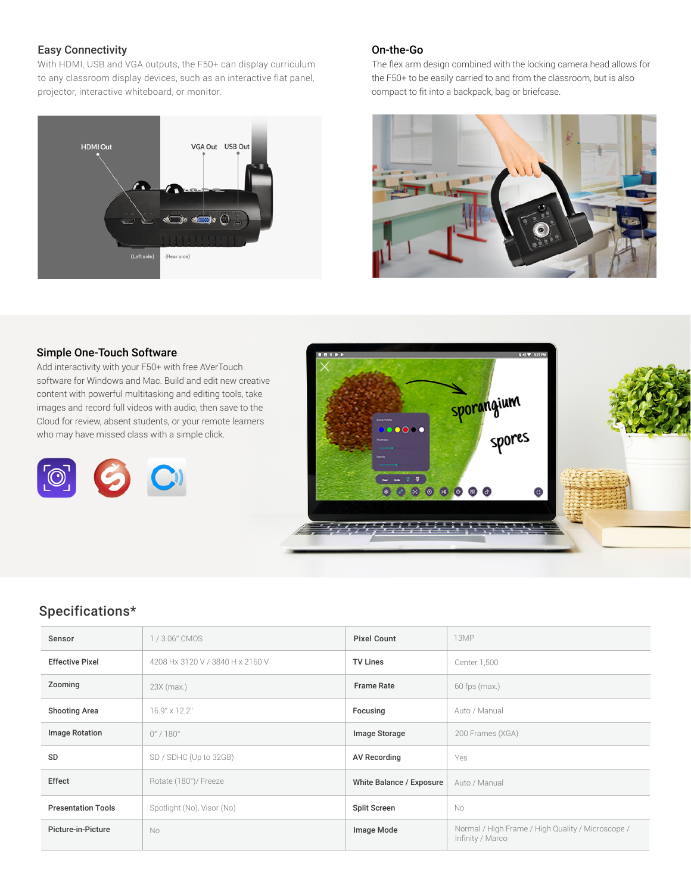## Easy Connectivity

With HDMI, USB and VGA outputs, the F50+ can display curriculum to any classroom display devices, such as an interactive flat panel, projector, interactive whiteboard, or monitor.

## On-the-Go

The flex arm design combined with the locking camera head allows for the F50+ to be easily carried to and from the classroom, but is also compact to fit into a backpack, bag or briefcase.

## Simple One-Touch Software

Add interactivity with your F50+ with free AVerTouch software for Windows and Mac. Build and edit new creative content with powerful multitasking and editing tools, take images and record full videos with audio, then save to the Cloud for review, absent students, or your remote learners who may have missed class with a simple click.

## Specifications*

| Sensor | 1 / 3.06" CMOS | Pixel Count | 13MP |
|---|---|---|---|
| Effective Pixel | 4208 Hx 3120 V / 3840 H x 2160 V | TV Lines | Center 1,500 |
| Zooming | 23X (max.) | Frame Rate | 60 fps (max.) |
| Shooting Area | 16.9" x 12.2" | Focusing | Auto / Manual |
| Image Rotation | 0° / 180° | Image Storage | 200 Frames (XGA) |
| SD | SD / SDHC (Up to 32GB) | AV Recording | Yes |
| Effect | Rotate (180°)/ Freeze | White Balance / Exposure | Auto / Manual |
| Presentation Tools | Spotlight (No), Visor (No) | Split Screen | No |
| Picture-in-Picture | No | Image Mode | Normal / High Frame / High Quality / Microscope / Infinity / Marco |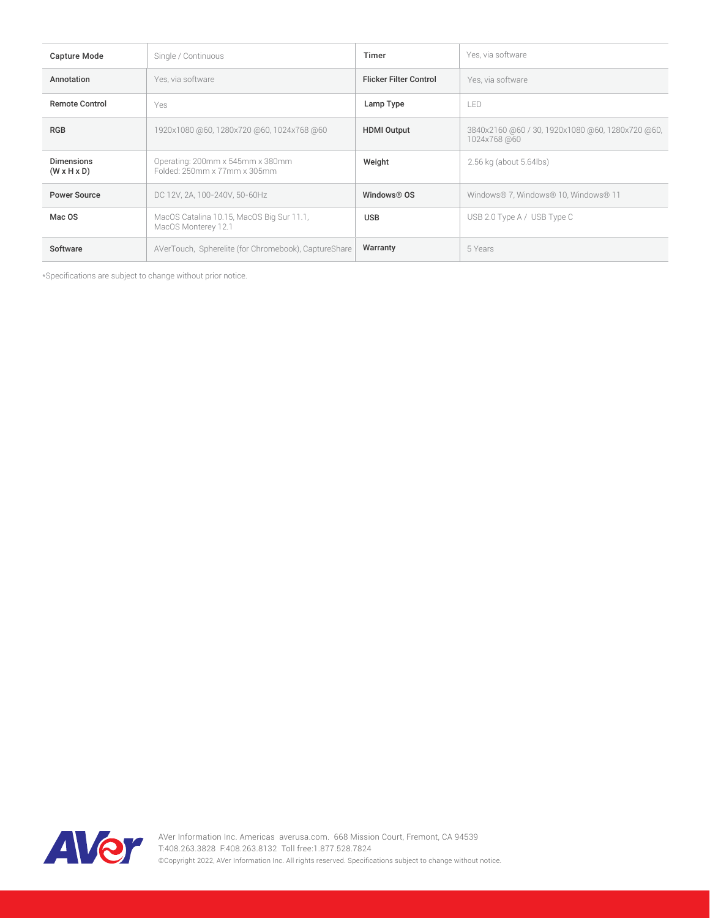| | | | |
|---|---|---|---|
| **Capture Mode** | Single / Continuous | **Timer** | Yes, via software |
| **Annotation** | Yes, via software | **Flicker Filter Control** | Yes, via software |
| **Remote Control** | Yes | **Lamp Type** | LED |
| **RGB** | 1920x1080 @60, 1280x720 @60, 1024x768 @60 | **HDMI Output** | 3840x2160 @60 / 30, 1920x1080 @60, 1280x720 @60, 1024x768 @60 |
| **Dimensions (W x H x D)** | Operating: 200mm x 545mm x 380mm<br>Folded: 250mm x 77mm x 305mm | **Weight** | 2.56 kg (about 5.64lbs) |
| **Power Source** | DC 12V, 2A, 100-240V, 50-60Hz | **Windows® OS** | Windows® 7, Windows® 10, Windows® 11 |
| **Mac OS** | MacOS Catalina 10.15, MacOS Big Sur 11.1, MacOS Monterey 12.1 | **USB** | USB 2.0 Type A / USB Type C |
| **Software** | AVerTouch, Spherelite (for Chromebook), CaptureShare | **Warranty** | 5 Years |

*Specifications are subject to change without prior notice.

AVer Information Inc. Americas averusa.com. 668 Mission Court, Fremont, CA 94539
T:408.263.3828 F:408.263.8132 Toll free:1.877.528.7824
©Copyright 2022, AVer Information Inc. All rights reserved. Specifications subject to change without notice.